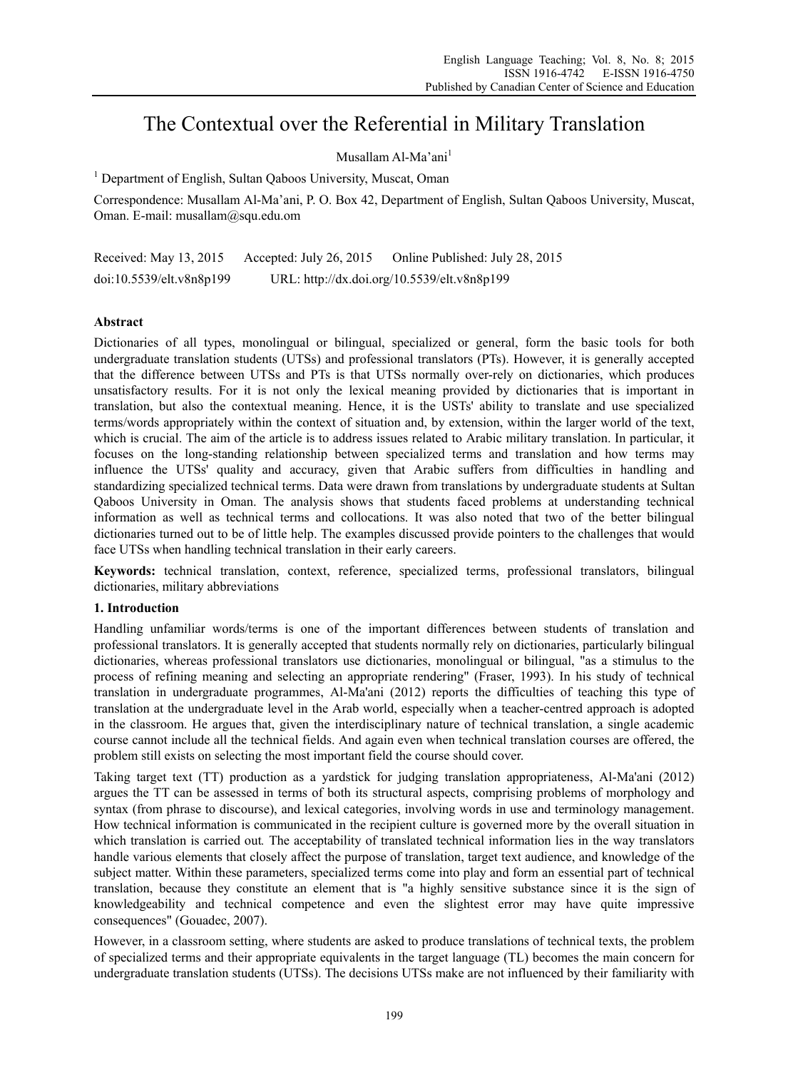# The Contextual over the Referential in Military Translation

Musallam Al-Ma'ani[1]

[1] Department of English, Sultan Qaboos University, Muscat, Oman

Correspondence: Musallam Al-Ma'ani, P. O. Box 42, Department of English, Sultan Qaboos University, Muscat, Oman. E-mail: musallam@squ.edu.om

Received: May 13, 2015 Accepted: July 26, 2015 Online Published: July 28, 2015

doi:10.5539/elt.v8n8p199 URL: http://dx.doi.org/10.5539/elt.v8n8p199

## Abstract

Dictionaries of all types, monolingual or bilingual, specialized or general, form the basic tools for both undergraduate translation students (UTSs) and professional translators (PTs). However, it is generally accepted that the difference between UTSs and PTs is that UTSs normally over-rely on dictionaries, which produces unsatisfactory results. For it is not only the lexical meaning provided by dictionaries that is important in translation, but also the contextual meaning. Hence, it is the USTs' ability to translate and use specialized terms/words appropriately within the context of situation and, by extension, within the larger world of the text, which is crucial. The aim of the article is to address issues related to Arabic military translation. In particular, it focuses on the long-standing relationship between specialized terms and translation and how terms may influence the UTSs' quality and accuracy, given that Arabic suffers from difficulties in handling and standardizing specialized technical terms. Data were drawn from translations by undergraduate students at Sultan Qaboos University in Oman. The analysis shows that students faced problems at understanding technical information as well as technical terms and collocations. It was also noted that two of the better bilingual dictionaries turned out to be of little help. The examples discussed provide pointers to the challenges that would face UTSs when handling technical translation in their early careers.

**Keywords:** technical translation, context, reference, specialized terms, professional translators, bilingual dictionaries, military abbreviations

## 1. Introduction

Handling unfamiliar words/terms is one of the important differences between students of translation and professional translators. It is generally accepted that students normally rely on dictionaries, particularly bilingual dictionaries, whereas professional translators use dictionaries, monolingual or bilingual, "as a stimulus to the process of refining meaning and selecting an appropriate rendering" (Fraser, 1993). In his study of technical translation in undergraduate programmes, Al-Ma'ani (2012) reports the difficulties of teaching this type of translation at the undergraduate level in the Arab world, especially when a teacher-centred approach is adopted in the classroom. He argues that, given the interdisciplinary nature of technical translation, a single academic course cannot include all the technical fields. And again even when technical translation courses are offered, the problem still exists on selecting the most important field the course should cover.

Taking target text (TT) production as a yardstick for judging translation appropriateness, Al-Ma'ani (2012) argues the TT can be assessed in terms of both its structural aspects, comprising problems of morphology and syntax (from phrase to discourse), and lexical categories, involving words in use and terminology management. How technical information is communicated in the recipient culture is governed more by the overall situation in which translation is carried out*.* The acceptability of translated technical information lies in the way translators handle various elements that closely affect the purpose of translation, target text audience, and knowledge of the subject matter. Within these parameters, specialized terms come into play and form an essential part of technical translation, because they constitute an element that is "a highly sensitive substance since it is the sign of knowledgeability and technical competence and even the slightest error may have quite impressive consequences" (Gouadec, 2007).

However, in a classroom setting, where students are asked to produce translations of technical texts, the problem of specialized terms and their appropriate equivalents in the target language (TL) becomes the main concern for undergraduate translation students (UTSs). The decisions UTSs make are not influenced by their familiarity with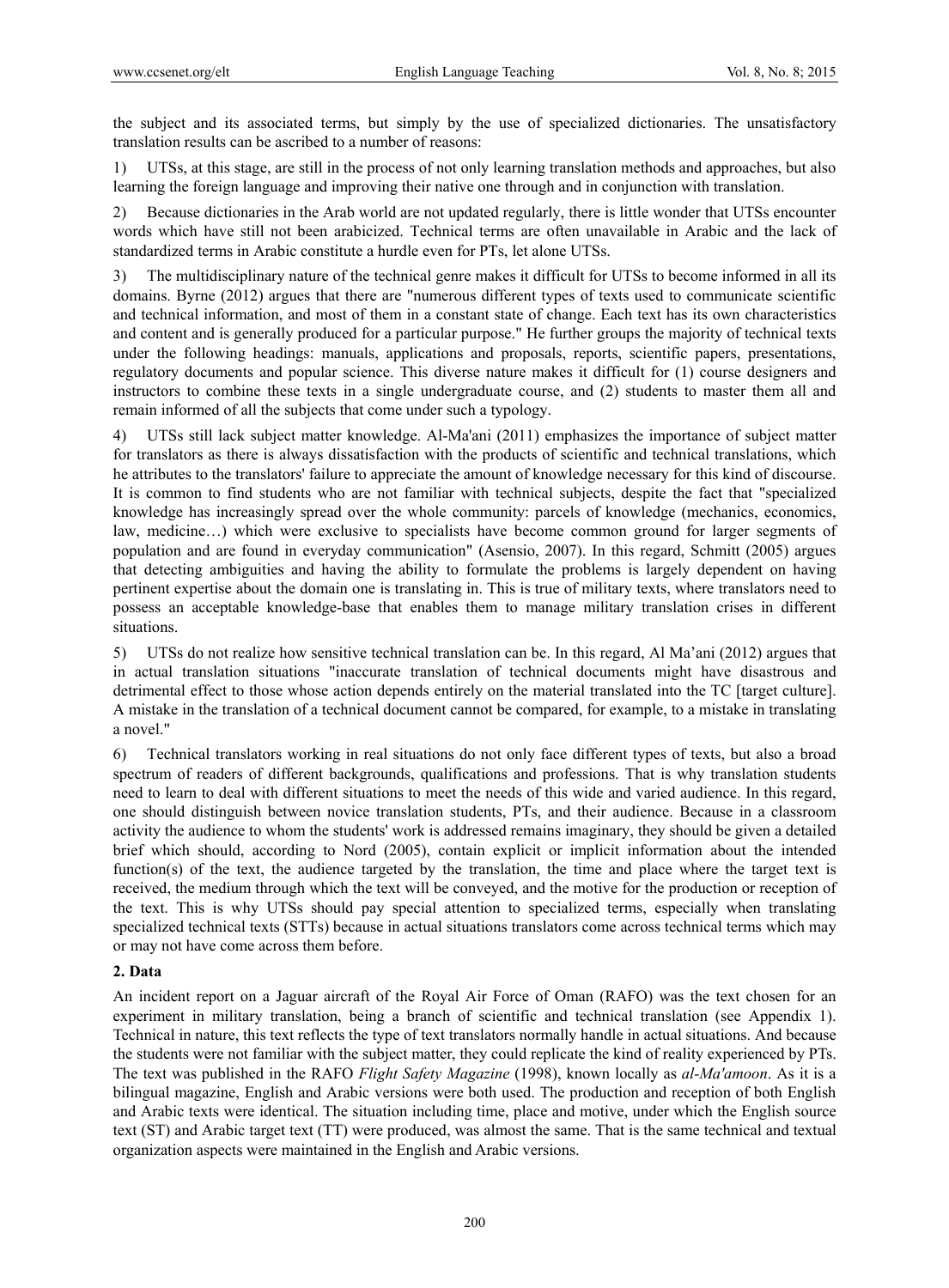the subject and its associated terms, but simply by the use of specialized dictionaries. The unsatisfactory translation results can be ascribed to a number of reasons:

1) UTSs, at this stage, are still in the process of not only learning translation methods and approaches, but also learning the foreign language and improving their native one through and in conjunction with translation.

2) Because dictionaries in the Arab world are not updated regularly, there is little wonder that UTSs encounter words which have still not been arabicized. Technical terms are often unavailable in Arabic and the lack of standardized terms in Arabic constitute a hurdle even for PTs, let alone UTSs.

3) The multidisciplinary nature of the technical genre makes it difficult for UTSs to become informed in all its domains. Byrne (2012) argues that there are "numerous different types of texts used to communicate scientific and technical information, and most of them in a constant state of change. Each text has its own characteristics and content and is generally produced for a particular purpose." He further groups the majority of technical texts under the following headings: manuals, applications and proposals, reports, scientific papers, presentations, regulatory documents and popular science. This diverse nature makes it difficult for (1) course designers and instructors to combine these texts in a single undergraduate course, and (2) students to master them all and remain informed of all the subjects that come under such a typology.

4) UTSs still lack subject matter knowledge. Al-Ma'ani (2011) emphasizes the importance of subject matter for translators as there is always dissatisfaction with the products of scientific and technical translations, which he attributes to the translators' failure to appreciate the amount of knowledge necessary for this kind of discourse. It is common to find students who are not familiar with technical subjects, despite the fact that "specialized knowledge has increasingly spread over the whole community: parcels of knowledge (mechanics, economics, law, medicine…) which were exclusive to specialists have become common ground for larger segments of population and are found in everyday communication" (Asensio, 2007). In this regard, Schmitt (2005) argues that detecting ambiguities and having the ability to formulate the problems is largely dependent on having pertinent expertise about the domain one is translating in. This is true of military texts, where translators need to possess an acceptable knowledge-base that enables them to manage military translation crises in different situations.

5) UTSs do not realize how sensitive technical translation can be. In this regard, Al Ma'ani (2012) argues that in actual translation situations "inaccurate translation of technical documents might have disastrous and detrimental effect to those whose action depends entirely on the material translated into the TC [target culture]. A mistake in the translation of a technical document cannot be compared, for example, to a mistake in translating a novel."

6) Technical translators working in real situations do not only face different types of texts, but also a broad spectrum of readers of different backgrounds, qualifications and professions. That is why translation students need to learn to deal with different situations to meet the needs of this wide and varied audience. In this regard, one should distinguish between novice translation students, PTs, and their audience. Because in a classroom activity the audience to whom the students' work is addressed remains imaginary, they should be given a detailed brief which should, according to Nord (2005), contain explicit or implicit information about the intended function(s) of the text, the audience targeted by the translation, the time and place where the target text is received, the medium through which the text will be conveyed, and the motive for the production or reception of the text. This is why UTSs should pay special attention to specialized terms, especially when translating specialized technical texts (STTs) because in actual situations translators come across technical terms which may or may not have come across them before.

## 2. Data

An incident report on a Jaguar aircraft of the Royal Air Force of Oman (RAFO) was the text chosen for an experiment in military translation, being a branch of scientific and technical translation (see Appendix 1). Technical in nature, this text reflects the type of text translators normally handle in actual situations. And because the students were not familiar with the subject matter, they could replicate the kind of reality experienced by PTs. The text was published in the RAFO *Flight Safety Magazine* (1998), known locally as *al-Ma'amoon*. As it is a bilingual magazine, English and Arabic versions were both used. The production and reception of both English and Arabic texts were identical. The situation including time, place and motive, under which the English source text (ST) and Arabic target text (TT) were produced, was almost the same. That is the same technical and textual organization aspects were maintained in the English and Arabic versions.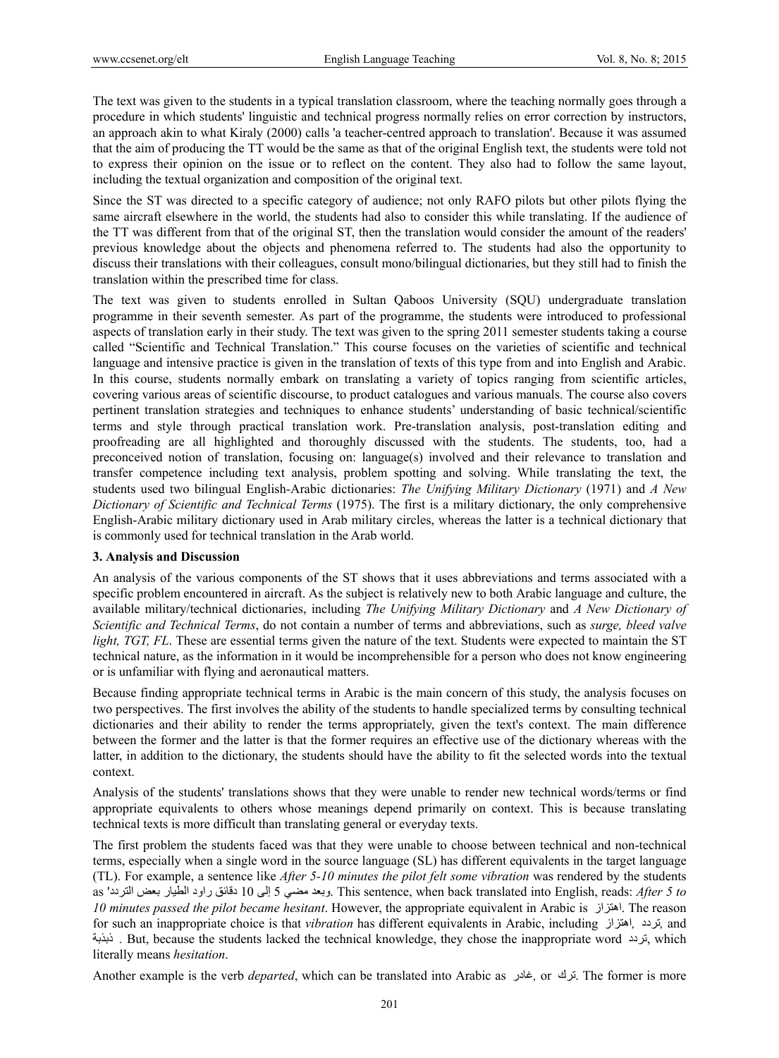The text was given to the students in a typical translation classroom, where the teaching normally goes through a procedure in which students' linguistic and technical progress normally relies on error correction by instructors, an approach akin to what Kiraly (2000) calls 'a teacher-centred approach to translation'. Because it was assumed that the aim of producing the TT would be the same as that of the original English text, the students were told not to express their opinion on the issue or to reflect on the content. They also had to follow the same layout, including the textual organization and composition of the original text.

Since the ST was directed to a specific category of audience; not only RAFO pilots but other pilots flying the same aircraft elsewhere in the world, the students had also to consider this while translating. If the audience of the TT was different from that of the original ST, then the translation would consider the amount of the readers' previous knowledge about the objects and phenomena referred to. The students had also the opportunity to discuss their translations with their colleagues, consult mono/bilingual dictionaries, but they still had to finish the translation within the prescribed time for class.

The text was given to students enrolled in Sultan Qaboos University (SQU) undergraduate translation programme in their seventh semester. As part of the programme, the students were introduced to professional aspects of translation early in their study. The text was given to the spring 2011 semester students taking a course called "Scientific and Technical Translation." This course focuses on the varieties of scientific and technical language and intensive practice is given in the translation of texts of this type from and into English and Arabic. In this course, students normally embark on translating a variety of topics ranging from scientific articles, covering various areas of scientific discourse, to product catalogues and various manuals. The course also covers pertinent translation strategies and techniques to enhance students' understanding of basic technical/scientific terms and style through practical translation work. Pre-translation analysis, post-translation editing and proofreading are all highlighted and thoroughly discussed with the students. The students, too, had a preconceived notion of translation, focusing on: language(s) involved and their relevance to translation and transfer competence including text analysis, problem spotting and solving. While translating the text, the students used two bilingual English-Arabic dictionaries: *The Unifying Military Dictionary* (1971) and *A New Dictionary of Scientific and Technical Terms* (1975). The first is a military dictionary, the only comprehensive English-Arabic military dictionary used in Arab military circles, whereas the latter is a technical dictionary that is commonly used for technical translation in the Arab world.

### 3. Analysis and Discussion

An analysis of the various components of the ST shows that it uses abbreviations and terms associated with a specific problem encountered in aircraft. As the subject is relatively new to both Arabic language and culture, the available military/technical dictionaries, including *The Unifying Military Dictionary* and *A New Dictionary of Scientific and Technical Terms*, do not contain a number of terms and abbreviations, such as *surge, bleed valve light, TGT, FL*. These are essential terms given the nature of the text. Students were expected to maintain the ST technical nature, as the information in it would be incomprehensible for a person who does not know engineering or is unfamiliar with flying and aeronautical matters.

Because finding appropriate technical terms in Arabic is the main concern of this study, the analysis focuses on two perspectives. The first involves the ability of the students to handle specialized terms by consulting technical dictionaries and their ability to render the terms appropriately, given the text's context. The main difference between the former and the latter is that the former requires an effective use of the dictionary whereas with the latter, in addition to the dictionary, the students should have the ability to fit the selected words into the textual context.

Analysis of the students' translations shows that they were unable to render new technical words/terms or find appropriate equivalents to others whose meanings depend primarily on context. This is because translating technical texts is more difficult than translating general or everyday texts.

The first problem the students faced was that they were unable to choose between technical and non-technical terms, especially when a single word in the source language (SL) has different equivalents in the target language (TL). For example, a sentence like *After 5-10 minutes the pilot felt some vibration* was rendered by the students as 'وبعد مضي 5 إلى 10 دقائق راود الطيار بعض التردد'. This sentence, when back translated into English, reads: *After 5 to 10 minutes passed the pilot became hesitant*. However, the appropriate equivalent in Arabic is اهتزاز. The reason for such an inappropriate choice is that *vibration* has different equivalents in Arabic, including اهتزاز, تردد, and ذبذبة . But, because the students lacked the technical knowledge, they chose the inappropriate word تردد, which literally means *hesitation*.

Another example is the verb *departed*, which can be translated into Arabic as غادر, or ترك. The former is more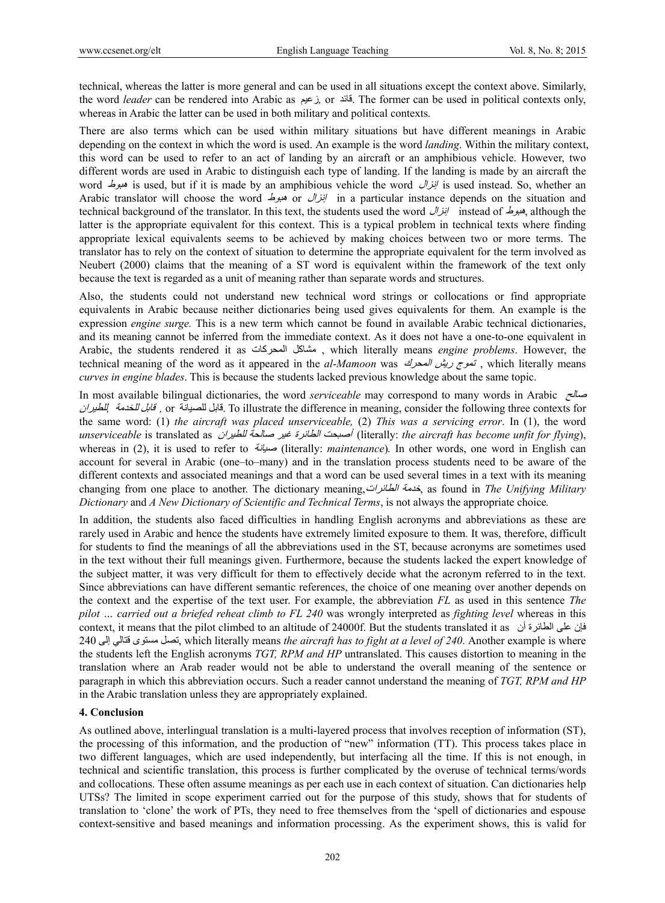technical, whereas the latter is more general and can be used in all situations except the context above. Similarly, the word *leader* can be rendered into Arabic as زعيم, or قائد. The former can be used in political contexts only, whereas in Arabic the latter can be used in both military and political contexts.

There are also terms which can be used within military situations but have different meanings in Arabic depending on the context in which the word is used. An example is the word *landing*. Within the military context, this word can be used to refer to an act of landing by an aircraft or an amphibious vehicle. However, two different words are used in Arabic to distinguish each type of landing. If the landing is made by an aircraft the word هبوط is used, but if it is made by an amphibious vehicle the word إنزال is used instead. So, whether an Arabic translator will choose the word هبوط or إنزال in a particular instance depends on the situation and technical background of the translator. In this text, the students used the word إنزال instead of هبوط, although the latter is the appropriate equivalent for this context. This is a typical problem in technical texts where finding appropriate lexical equivalents seems to be achieved by making choices between two or more terms. The translator has to rely on the context of situation to determine the appropriate equivalent for the term involved as Neubert (2000) claims that the meaning of a ST word is equivalent within the framework of the text only because the text is regarded as a unit of meaning rather than separate words and structures.

Also, the students could not understand new technical word strings or collocations or find appropriate equivalents in Arabic because neither dictionaries being used gives equivalents for them. An example is the expression *engine surge.* This is a new term which cannot be found in available Arabic technical dictionaries, and its meaning cannot be inferred from the immediate context. As it does not have a one-to-one equivalent in Arabic, the students rendered it as مشاكل المحركات , which literally means *engine problems*. However, the technical meaning of the word as it appeared in the *al-Mamoon* was تموج ريش المحرك , which literally means *curves in engine blades*. This is because the students lacked previous knowledge about the same topic.

In most available bilingual dictionaries, the word *serviceable* may correspond to many words in Arabic صالح للطيران, قابل للخدمة , or قابل للصيانة. To illustrate the difference in meaning, consider the following three contexts for the same word: (1) *the aircraft was placed unserviceable,* (2) *This was a servicing error*. In (1), the word *unserviceable* is translated as أصبحت الطائرة غير صالحة للطيران (literally: *the aircraft has become unfit for flying*), whereas in (2), it is used to refer to صيانة (literally: *maintenance*)*.* In other words, one word in English can account for several in Arabic (one–to–many) and in the translation process students need to be aware of the different contexts and associated meanings and that a word can be used several times in a text with its meaning changing from one place to another. The dictionary meaning, خدمة الطائرات, as found in *The Unifying Military Dictionary* and *A New Dictionary of Scientific and Technical Terms*, is not always the appropriate choice*.*

In addition, the students also faced difficulties in handling English acronyms and abbreviations as these are rarely used in Arabic and hence the students have extremely limited exposure to them. It was, therefore, difficult for students to find the meanings of all the abbreviations used in the ST, because acronyms are sometimes used in the text without their full meanings given. Furthermore, because the students lacked the expert knowledge of the subject matter, it was very difficult for them to effectively decide what the acronym referred to in the text. Since abbreviations can have different semantic references, the choice of one meaning over another depends on the context and the expertise of the text user. For example, the abbreviation *FL* as used in this sentence *The pilot … carried out a briefed reheat climb to FL 240* was wrongly interpreted as *fighting level* whereas in this context, it means that the pilot climbed to an altitude of 24000f. But the students translated it as فإن على الطائرة أن تصل مستوى قتالي إلى 240, which literally means *the aircraft has to fight at a level of 240*. Another example is where the students left the English acronyms *TGT, RPM and HP* untranslated. This causes distortion to meaning in the translation where an Arab reader would not be able to understand the overall meaning of the sentence or paragraph in which this abbreviation occurs. Such a reader cannot understand the meaning of *TGT, RPM and HP* in the Arabic translation unless they are appropriately explained.

## 4. Conclusion

As outlined above, interlingual translation is a multi-layered process that involves reception of information (ST), the processing of this information, and the production of "new" information (TT). This process takes place in two different languages, which are used independently, but interfacing all the time. If this is not enough, in technical and scientific translation, this process is further complicated by the overuse of technical terms/words and collocations. These often assume meanings as per each use in each context of situation. Can dictionaries help UTSs? The limited in scope experiment carried out for the purpose of this study, shows that for students of translation to 'clone' the work of PTs, they need to free themselves from the 'spell of dictionaries and espouse context-sensitive and based meanings and information processing. As the experiment shows, this is valid for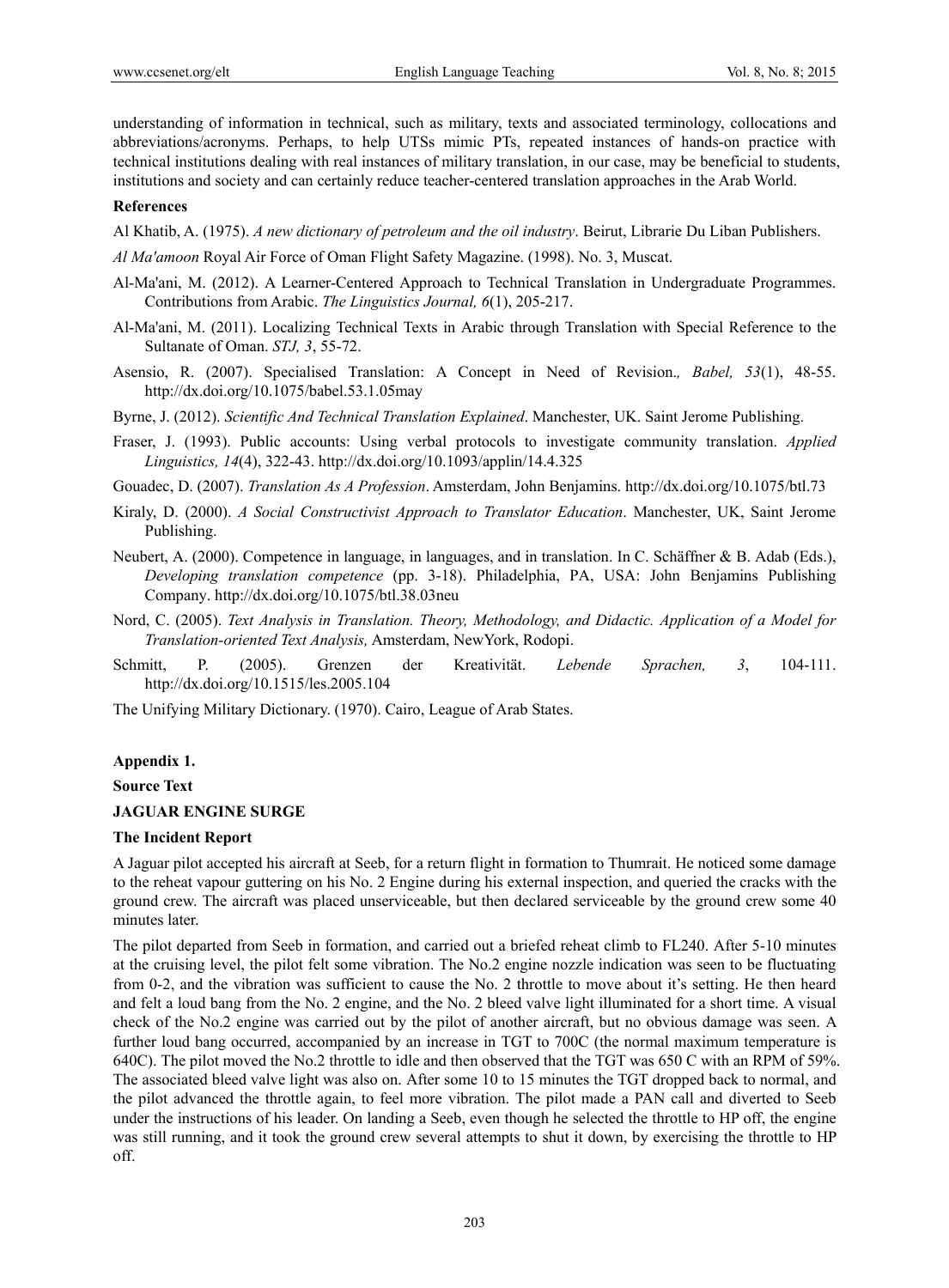understanding of information in technical, such as military, texts and associated terminology, collocations and abbreviations/acronyms. Perhaps, to help UTSs mimic PTs, repeated instances of hands-on practice with technical institutions dealing with real instances of military translation, in our case, may be beneficial to students, institutions and society and can certainly reduce teacher-centered translation approaches in the Arab World.

**References**

Al Khatib, A. (1975). *A new dictionary of petroleum and the oil industry*. Beirut, Librarie Du Liban Publishers.

*Al Ma'amoon* Royal Air Force of Oman Flight Safety Magazine. (1998). No. 3, Muscat.

Al-Ma'ani, M. (2012). A Learner-Centered Approach to Technical Translation in Undergraduate Programmes. Contributions from Arabic. *The Linguistics Journal, 6*(1), 205-217.

Al-Ma'ani, M. (2011). Localizing Technical Texts in Arabic through Translation with Special Reference to the Sultanate of Oman. *STJ, 3*, 55-72.

Asensio, R. (2007). Specialised Translation: A Concept in Need of Revision*., Babel, 53*(1), 48-55. http://dx.doi.org/10.1075/babel.53.1.05may

Byrne, J. (2012). *Scientific And Technical Translation Explained*. Manchester, UK. Saint Jerome Publishing.

Fraser, J. (1993). Public accounts: Using verbal protocols to investigate community translation. *Applied Linguistics, 14*(4), 322-43. http://dx.doi.org/10.1093/applin/14.4.325

Gouadec, D. (2007). *Translation As A Profession*. Amsterdam, John Benjamins. http://dx.doi.org/10.1075/btl.73

Kiraly, D. (2000). *A Social Constructivist Approach to Translator Education*. Manchester, UK, Saint Jerome Publishing.

Neubert, A. (2000). Competence in language, in languages, and in translation. In C. Schäffner & B. Adab (Eds.), *Developing translation competence* (pp. 3-18). Philadelphia, PA, USA: John Benjamins Publishing Company. http://dx.doi.org/10.1075/btl.38.03neu

Nord, C. (2005). *Text Analysis in Translation. Theory, Methodology, and Didactic. Application of a Model for Translation-oriented Text Analysis,* Amsterdam, NewYork, Rodopi.

Schmitt, P. (2005). Grenzen der Kreativität. *Lebende Sprachen, 3*, 104-111. http://dx.doi.org/10.1515/les.2005.104

The Unifying Military Dictionary. (1970). Cairo, League of Arab States.

**Appendix 1.**

**Source Text**

**JAGUAR ENGINE SURGE**

**The Incident Report**

A Jaguar pilot accepted his aircraft at Seeb, for a return flight in formation to Thumrait. He noticed some damage to the reheat vapour guttering on his No. 2 Engine during his external inspection, and queried the cracks with the ground crew. The aircraft was placed unserviceable, but then declared serviceable by the ground crew some 40 minutes later.

The pilot departed from Seeb in formation, and carried out a briefed reheat climb to FL240. After 5-10 minutes at the cruising level, the pilot felt some vibration. The No.2 engine nozzle indication was seen to be fluctuating from 0-2, and the vibration was sufficient to cause the No. 2 throttle to move about it's setting. He then heard and felt a loud bang from the No. 2 engine, and the No. 2 bleed valve light illuminated for a short time. A visual check of the No.2 engine was carried out by the pilot of another aircraft, but no obvious damage was seen. A further loud bang occurred, accompanied by an increase in TGT to 700C (the normal maximum temperature is 640C). The pilot moved the No.2 throttle to idle and then observed that the TGT was 650 C with an RPM of 59%. The associated bleed valve light was also on. After some 10 to 15 minutes the TGT dropped back to normal, and the pilot advanced the throttle again, to feel more vibration. The pilot made a PAN call and diverted to Seeb under the instructions of his leader. On landing a Seeb, even though he selected the throttle to HP off, the engine was still running, and it took the ground crew several attempts to shut it down, by exercising the throttle to HP off.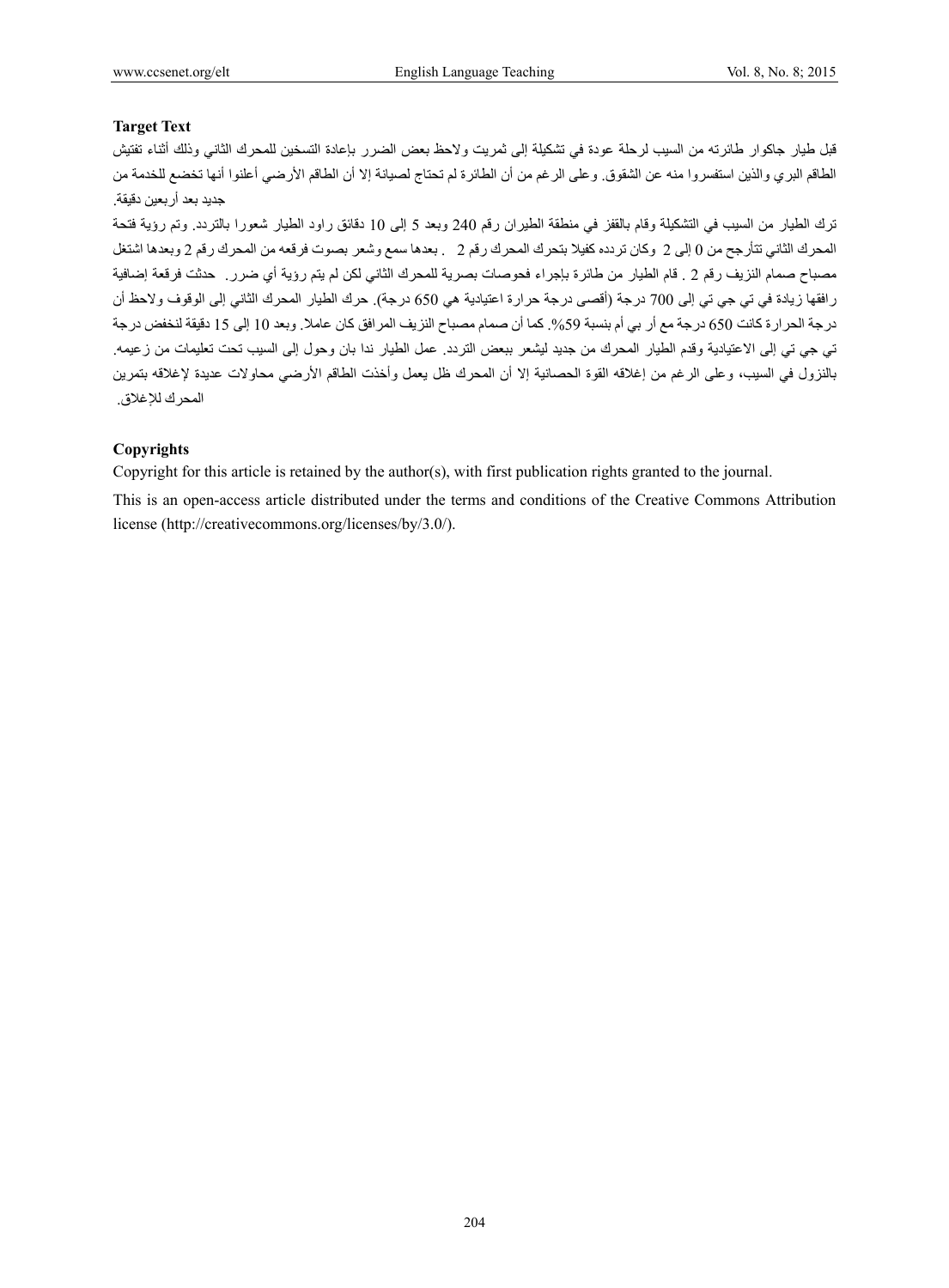**Target Text**

قبل طيار جاكوار طائرته من السيب لرحلة عودة في تشكيلة إلى ثمريت ولاحظ بعض الضرر بإعادة التسخين للمحرك الثاني وذلك أثناء تفتيش الطاقم البري والذين استفسروا منه عن الشقوق. وعلى الرغم من أن الطائرة لم تحتاج لصيانة إلا أن الطاقم الأرضي أعلنوا أنها تخضع للخدمة من جديد بعد أربعين دقيقة.

ترك الطيار من السيب في التشكيلة وقام بالقفز في منطقة الطيران رقم 240 وبعد 5 إلى 10 دقائق راود الطيار شعورا بالتردد. وتم رؤية فتحة المحرك الثاني تتأرجح من 0 إلى 2 وكان تردده كفيلا بتحرك المحرك رقم 2 . بعدها سمع وشعر بصوت فرقعه من المحرك رقم 2 وبعدها اشتغل مصباح صمام النزيف رقم 2 . قام الطيار من طائرة بإجراء فحوصات بصرية للمحرك الثاني لكن لم يتم رؤية أي ضرر. حدثت فرقعة إضافية رافقها زيادة في تي جي تي إلى 700 درجة (أقصى درجة حرارة اعتيادية هي 650 درجة). حرك الطيار المحرك الثاني إلى الوقوف ولاحظ أن درجة الحرارة كانت 650 درجة مع أر بي أم بنسبة 59%. كما أن صمام مصباح النزيف المرافق كان عاملا. وبعد 10 إلى 15 دقيقة لنخفض درجة تي جي تي إلى الاعتيادية وقدم الطيار المحرك من جديد ليشعر ببعض التردد. عمل الطيار ندا بان وحول إلى السيب تحت تعليمات من زعيمه. بالنزول في السيب، وعلى الرغم من إغلاقه القوة الحصانية إلا أن المحرك ظل يعمل وأخذت الطاقم الأرضي محاولات عديدة لإغلاقه بتمرين المحرك للإغلاق.

**Copyrights**

Copyright for this article is retained by the author(s), with first publication rights granted to the journal.

This is an open-access article distributed under the terms and conditions of the Creative Commons Attribution license (http://creativecommons.org/licenses/by/3.0/).